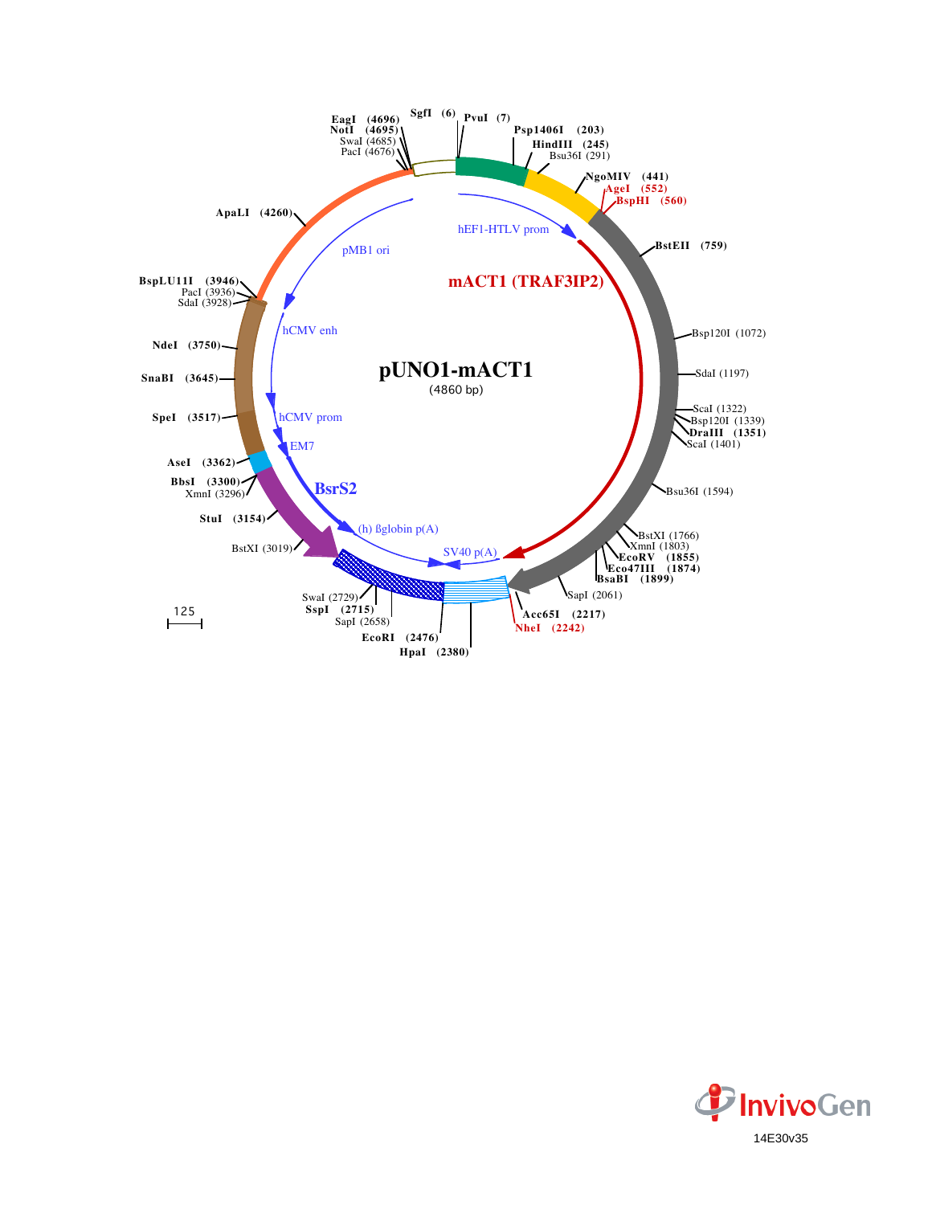# pUNO1-mACT1

(4860 bp)

SgfI (6)
PvuI (7)
Psp1406I (203)
HindIII (245)
Bsu36I (291)
NgoMIV (441)
AgeI (552)
BspHI (560)
BstEII (759)
Bsp120I (1072)
SdaI (1197)
ScaI (1322)
Bsp120I (1339)
DraIII (1351)
ScaI (1401)
Bsu36I (1594)
BstXI (1766)
XmnI (1803)
EcoRV (1855)
Eco47III (1874)
BsaBI (1899)
SapI (2061)
Acc65I (2217)
NheI (2242)
HpaI (2380)
EcoRI (2476)
SapI (2658)
SspI (2715)
SwaI (2729)
BstXI (3019)
StuI (3154)
XmnI (3296)
BbsI (3300)
AseI (3362)
SpeI (3517)
SnaBI (3645)
NdeI (3750)
SdaI (3928)
PacI (3936)
BspLU11I (3946)
ApaLI (4260)
PacI (4676)
SwaI (4685)
NotI (4695)
EagI (4696)

hEF1-HTLV prom
mACT1 (TRAF3IP2)
SV40 p(A)
(h) ßglobin p(A)
BsrS2
EM7
hCMV prom
hCMV enh
pMB1 ori

125

InvivoGen

14E30v35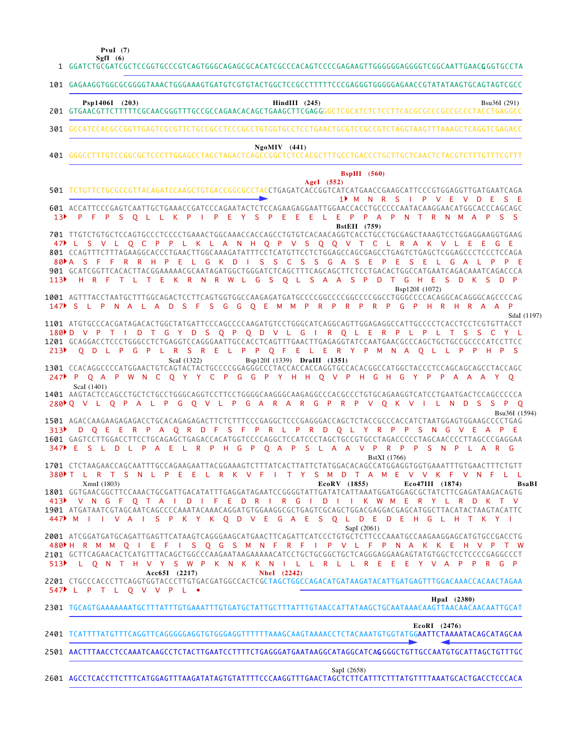```
                    PvuI  (7)
                    SgfI  (6)
   1  GGATCTGCGATCGCTCCGGTGCCCGTCAGTGGGCAGAGCGCACATCGCCCACAGTCCCCGAGAAGTTGGGGGGAGGGGTCGGCAATTGAACGGGTGCCTA

 101  GAGAAGGTGGCGCGGGGTAAACTGGGAAAGTGATGTCGTGTACTGGCTCCGCCTTTTTCCCGAGGGTGGGGGAGAACCGTATATAAGTGCAGTAGTCGCC

      Psp1406I  (203)                                   HindIII  (245)                                      Bsu36I (291)
 201  GTGAACGTTCTTTTTCGCAACGGGTTTGCCGCCAGAACACAGCTGAAGCTTCGAGGGGCTCGCATCTCTCCTTCACGCGCCCGCCGCCCTACCTGAGGCC

 301  GCCATCCACGCCGGTTGAGTCGCGTTCTGCCGCCTCCCGCCTGTGGTGCCTCCTGAACTGCGTCCGCCGTCTAGGTAAGTTTAAAGCTCAGGTCGAGACC

                                                                NgoMIV  (441)
 401  GGGCCTTTGTCCGGCGCTCCCTTGGAGCCTACCTAGACTCAGCCGGCTCTCCACGCTTTGCCTGACCCTGCTTGCTCAACTCTACGTCTTTGTTTCGTTT

                                                                                     BspHI  (560)
                                                                           AgeI  (552)
 501  TCTGTTCTGCGCCGTTACAGATCCAAGCTGTGACCGGCGCCTACCTGAGATCACCGGTCATCATGAACCGAAGCATTCCCGTGGAGGTTGATGAATCAGA
                                                                                  1 M  N  R  S  I  P  V  E  V  D  E  S  E
 601  ACCATTCCCGAGTCAATTGCTGAAACCGATCCCAGAATACTCTCCAGAAGAGGAATTGGAACCACCTGCCCCCAATACAAGGAACATGGCACCCAGCAGC
  13   P  F  P  S  Q  L  L  K  P  I  P  E  Y  S  P  E  E  E  L  E  P  P  A  P  N  T  R  N  M  A  P  S  S
                                                                                 BstEII  (759)
 701  TTGTCTGTGCTCCAGTGCCCTCCCCTGAAACTGGCAAACCACCAGCCTGTGTCACAACAGGTCACCTGCCTGCGAGCTAAAGTCCTGGAGGAAGGTGAAG
  47   L  S  V  L  Q  C  P  P  L  K  L  A  N  H  Q  P  V  S  Q  Q  V  T  C  L  R  A  K  V  L  E  E  G  E
 801  CCAGTTTCTTTAGAAGGCACCCTGAACTTGGCAAAGATATTTCCTCATGTTCCTCTGGAGCCAGCGAGCCTGAGTCTGAGCTCGGAGCCCTCCCTCCAGA
  80  A  S  F  F  R  R  H  P  E  L  G  K  D  I  S  S  C  S  S  G  A  S  E  P  E  S  E  L  G  A  L  P  P  E
 901  GCATCGGTTCACACTTACGGAAAAACGCAATAGATGGCTGGGATCTCAGCTTTCAGCAGCTTCTCCTGACACTGGCCATGAATCAGACAAATCAGACCCA
 113   H  R  F  T  L  T  E  K  R  N  R  W  L  G  S  Q  L  S  A  A  S  P  D  T  G  H  E  S  D  K  S  D  P
                                                                                       Bsp120I  (1072)
1001  AGTTTACCTAATGCTTTGGCAGACTCCTTCTCAGTGGTGGCCAAGAGATGATGCCCCGGCCCCGGCCCCGGCCTGGGCCCCACAGGCACAGGGCAGCCCCAG
 147   S  L  P  N  A  L  A  D  S  F  S  G  G  Q  E  M  M  P  R  P  R  P  R  P  G  P  H  R  H  R  A  A  P
                                                                                                         SdaI (1197)
1101  ATGTGCCCACGATAGACACTGGCTATGATTCCCAGCCCCAAGATGTCCTGGGCATCAGGCAGTTGGAGAGGCCATTGCCCCTCACCTCCTCGTGTTACCT
 180  D  V  P  T  I  D  T  G  Y  D  S  Q  P  Q  D  V  L  G  I  R  Q  L  E  R  P  L  P  L  T  S  S  C  Y  L
1201  GCAGGACCTCCCTGGGCCTCTGAGGTCCAGGGAATTGCCACCTCAGTTTGAACTTGAGAGGTATCCAATGAACGCCCAGCTGCTGCCGCCCCATCCTTCC
 213   Q  D  L  P  G  P  L  R  S  R  E  L  P  P  Q  F  E  L  E  R  Y  P  M  N  A  Q  L  L  P  P  H  P  S
                                  ScaI  (1322)          Bsp120I  (1339)   DraIII  (1351)
1301  CCACAGGCCCCATGGAACTGTCAGTACTACTGCCCCGGAGGGCCCTACCACCACCAGGTGCCACACGGCCATGGCTACCCTCCAGCAGCAGCCTACCAGC
 247   P  Q  A  P  W  N  C  Q  Y  Y  C  P  G  G  P  Y  H  H  Q  V  P  H  G  H  G  Y  P  P  A  A  A  Y  Q
       ScaI  (1401)
1401  AAGTACTCCAGCCTGCTCTGCCTGGGCAGGTCCTTCCTGGGGCAAGGGCAAGAGGCCCACGCCCTGTGCAGAAGGTCATCCTGAATGACTCCAGCCCCCA
 280  Q  V  L  Q  P  A  L  P  G  Q  V  L  P  G  A  R  A  R  G  P  R  P  V  Q  K  V  I  L  N  D  S  S  P  Q
                                                                                                      Bsu36I (1594)
1501  AGACCAAGAAGAGAGACCTGCACAGAGAGAGACTTCTCTTTCCCGAGGCTCCCGAGGGACCAGCTCTACCGCCCACCATCTAATGGAGTGGAAGCCCCTGAG
 313   D  Q  E  E  R  P  A  Q  R  D  F  S  F  P  R  L  P  R  D  Q  L  Y  R  P  P  S  N  G  V  E  A  P  E
1601  GAGTCCTTGGACCTTCCTGCAGAGCTGAGACCACATGGTCCCCAGGCTCCATCCCTAGCTGCCGTGCCTAGACCCCCTAGCAACCCCTTAGCCCGAGGAA
 347   E  S  L  D  L  P  A  E  L  R  P  H  G  P  Q  A  P  S  L  A  A  V  P  R  P  P  S  N  P  L  A  R  G
                                                                               BstXI  (1766)
1701  CTCTAAGAACCAGCAATTTGCCAGAAGAATTACGGAAAGTCTTTATCACTTATTCTATGGACACAGCCATGGAGGTGGTGAAATTTGTGAACTTCCTGTT
 380  T  L  R  T  S  N  L  P  E  E  L  R  K  V  F  I  T  Y  S  M  D  T  A  M  E  V  V  K  F  V  N  F  L  L
       XmnI  (1803)                                            EcoRV  (1855)        Eco47III  (1874)               BsaBI
1801  GGTGAACGGCTTCCAAACTGCGATTGACATATTTGAGGATAGAATCCGGGGTATTGATATCATTAAATGGATGGAGCGCTATCTTCGAGATAAGACAGTG
 413   V  N  G  F  Q  T  A  I  D  I  F  E  D  R  I  R  G  I  D  I  I  K  W  M  E  R  Y  L  R  D  K  T  V
1901  ATGATAATCGTAGCAATCAGCCCCAAATACAAACAGGATGTGGAAGGCGCTGAGTCGCAGCTGGACGAGGACGAGCATGGCTTACATACTAAGTACATTC
 447   M  I  I  V  A  I  S  P  K  Y  K  Q  D  V  E  G  A  E  S  Q  L  D  E  D  E  H  G  L  H  T  K  Y  I
                                                                                SapI  (2061)
2001  ATCGGATGATGCAGATTGAGTTCATAAGTCAGGGAAGCATGAACTTCAGATTCATCCCTGTGCTCTTCCCAAATGCCAAGAAGGAGCATGTGCCGACCTG
 480  H  R  M  M  Q  I  E  F  I  S  Q  G  S  M  N  F  R  F  I  P  V  L  F  P  N  A  K  K  E  H  V  P  T  W
2101  GCTTCAGAACACTCATGTTTACAGCTGGCCCAAGAATAAGAAAAACATCCTGCTGCGGCTGCTCAGGGAGGAAGAGTATGTGGCTCCTCCCCGAGGCCCT
 513   L  Q  N  T  H  V  Y  S  W  P  K  N  K  K  N  I  L  L  R  L  L  R  E  E  E  Y  V  A  P  P  R  G  P
                          Acc65I  (2217)          NheI  (2242)
2201  CTGCCCACCCTTCAGGTGGTACCCTTGTGACGATGGCCACTCGCTAGCTGGCCAGACATGATAAGATACATTGATGAGTTTGGACAAACCACAACTAGAA
 547   L  P  T  L  Q  V  V  P  L  •
                                                                                               HpaI  (2380)
2301  TGCAGTGAAAAAAATGCTTTATTTGTGAAATTTGTGATGCTATTGCTTTATTTGTAACCATTATAAGCTGCAATAAACAAGTTAACAACAACAATTGCAT

                                                                                            EcoRI  (2476)
2401  TCATTTTATGTTTCAGGTTCAGGGGGAGGTGTGGGAGGTTTTTTAAAGCAAGTAAAACCTCTACAAATGTGGTATGGAATTCTAAAATACAGCATAGCAA

2501  AACTTTAACCTCCAAATCAAGCCTCTACTTGAATCCTTTTCTGAGGGATGAATAAGGCATAGGCATCAGGGGCTGTTGCCAATGTGCATTAGCTGTTTGC

                                                                               SapI  (2658)
2601  AGCCTCACCTTCTTTCATGGAGTTTAAGATATAGTGTATTTTCCCAAGGTTTGAACTAGCTCTTCATTTCTTTATGTTTTAAATGCACTGACCTCCCACA
```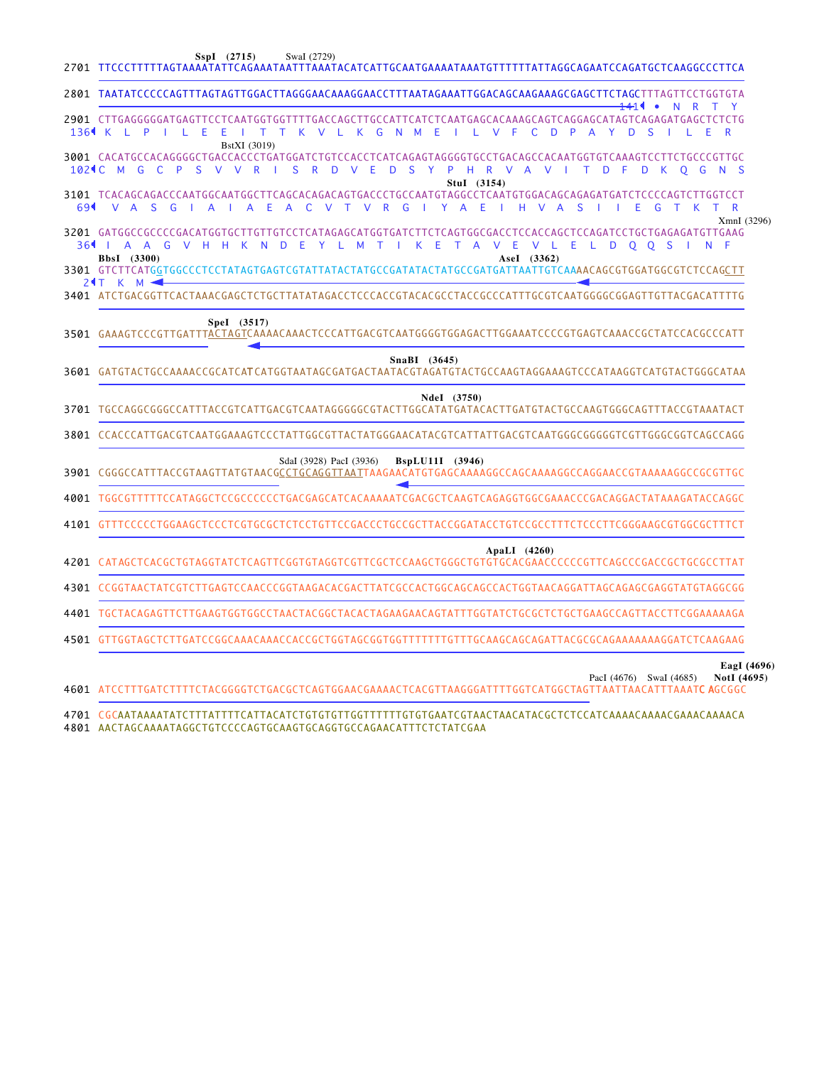```
                         SspI  (2715)          SwaI (2729)
2701 TTCCCTTTTTAGTAAAATATTCAGAAATAATTTAAATACATCATTGCAATGAAAATAAATGTTTTTTATTAGGCAGAATCCAGATGCTCAAGGCCCTTCA

2801 TAATATCCCCCAGTTTAGTAGTTGGACTTAGGGAACAAAGGAACCTTTAATAGAAATTGGACAGCAAGAAAGCGAGCTTCTAGCTTTAGTTCCTGGTGTA
                                                                                          141◄ •  N  R  T  Y
2901 CTTGAGGGGGATGAGTTCCTCAATGGTGGTTTTGACCAGCTTGCCATTCATCTCAATGAGCACAAAGCAGTCAGGAGCATAGTCAGAGATGAGCTCTCTG
136◄ K  L  P  I  L  E  E  I  T  T  K  V  L  K  G  N  M  E  I  L  V  F  C  D  P  A  Y  D  S  I  L  E  R
                            BstXI (3019)
3001 CACATGCCACAGGGGCTGACCACCCTGATGGATCTGTCCACCTCATCAGAGTAGGGGTGCCTGACAGCCACAATGGTGTCAAAGTCCTTCTGCCCGTTGC
102◄C  M  G  C  P  S  V  V  R  I  S  R  D  V  E  D  S  Y  P  H  R  V  A  V  I  T  D  F  D  K  Q  G  N  S
                                                                          StuI  (3154)
3101 TCACAGCAGACCCAATGGCAATGGCTTCAGCACAGACAGTGACCCTGCCAATGTAGGCCTCAATGTGGACAGCAGAGATGATCTCCCCAGTCTTGGTCCT
 69◄  V  A  S  G  I  A  I  A  E  A  C  V  T  V  R  G  I  Y  A  E  I  H  V  A  S  I  I  E  G  T  K  T  R
                                                                                                    XmnI (3296)
3201 GATGGCCGCCCCGACATGGTGCTTGTTGTCCTCATAGAGCATGGTGATCTTCTCAGTGGCGACCTCCACCAGCTCCAGATCCTGCTGAGAGATGTTGAAG
 36◄ I  A  A  G  V  H  H  K  N  D  E  Y  L  M  T  I  K  E  T  A  V  E  V  L  E  L  D  Q  Q  S  I  N  F
   BbsI  (3300)                                                                  AseI  (3362)
3301 GTCTTCATGGTGGCCCTCCTATAGTGAGTCGTATTATACTATGCCGATATACTATGCCGATGATTAATTGTCAAAACAGCGTGGATGGCGTCTCCAGCTT
  2◄T  K  M
3401 ATCTGACGGTTCACTAAACGAGCTCTGCTTATATAGACCTCCCACCGTACACGCCTACCGCCCATTTGCGTCAATGGGGCGGAGTTGTTACGACATTTTG

                         SpeI  (3517)
3501 GAAAGTCCCGTTGATTTACTAGTCAAAACAAACTCCCATTGACGTCAATGGGGTGGAGACTTGGAAATCCCCGTGAGTCAAACCGCTATCCACGCCCATT

                                                             SnaBI  (3645)
3601 GATGTACTGCCAAAACCGCATCATCATGGTAATAGCGATGACTAATACGTAGATGTACTGCCAAGTAGGAAAGTCCCATAAGGTCATGTACTGGGCATAA

                                                                   NdeI  (3750)
3701 TGCCAGGCGGGCCATTTACCGTCATTGACGTCAATAGGGGGCGTACTTGGCATATGATACACTTGATGTACTGCCAAGTGGGCAGTTTACCGTAAATACT

3801 CCACCCATTGACGTCAATGGAAAGTCCCTATTGGCGTTACTATGGGAACATACGTCATTATTGACGTCAATGGGCGGGGGTCGTTGGGCGGTCAGCCAGG

                                 SdaI (3928)  PacI (3936)    BspLU11I  (3946)
3901 CGGGCCATTTACCGTAAGTTATGTAACGCCTGCAGGTTAATTAAGAACATGTGAGCAAAAGGCCAGCAAAAGGCCAGGAACCGTAAAAAGGCCGCGTTGC

4001 TGGCGTTTTTCCATAGGCTCCGCCCCCCTGACGAGCATCACAAAAATCGACGCTCAAGTCAGAGGTGGCGAAACCCGACAGGACTATAAAGATACCAGGC

4101 GTTTCCCCCTGGAAGCTCCCTCGTGCGCTCTCCTGTTCCGACCCTGCCGCTTACCGGATACCTGTCCGCCTTTCTCCCTTCGGGAAGCGTGGCGCTTTCT

                                                                              ApaLI  (4260)
4201 CATAGCTCACGCTGTAGGTATCTCAGTTCGGTGTAGGTCGTTCGCTCCAAGCTGGGCTGTGTGCACGAACCCCCCGTTCAGCCCGACCGCTGCGCCTTAT

4301 CCGGTAACTATCGTCTTGAGTCCAACCCGGTAAGACACGACTTATCGCCACTGGCAGCAGCCACTGGTAACAGGATTAGCAGAGCGAGGTATGTAGGCGG

4401 TGCTACAGAGTTCTTGAAGTGGTGGCCTAACTACGGCTACACTAGAAGAACAGTATTTGGTATCTGCGCTCTGCTGAAGCCAGTTACCTTCGGAAAAAGA

4501 GTTGGTAGCTCTTGATCCGGCAAACAAACCACCGCTGGTAGCGGTGGTTTTTTTGTTTGCAAGCAGCAGATTACGCGCAGAAAAAAAGGATCTCAAGAAG

                                                                                                      EagI (4696)
                                                                                  PacI (4676)  SwaI (4685)   NotI (4695)
4601 ATCCTTTGATCTTTTCTACGGGGTCTGACGCTCAGTGGAACGAAAACTCACGTTAAGGGATTTTGGTCATGGCTAGTTAATTAACATTTAAATCAGCGGC

4701 CGCAATAAAATATCTTTATTTTCATTACATCTGTGTGTTGGTTTTTTGTGTGAATCGTAACTAACATACGCTCTCCATCAAAACAAAACGAAACAAAACA
4801 AACTAGCAAAATAGGCTGTCCCCAGTGCAAGTGCAGGTGCCAGAACATTTCTCTATCGAA
```